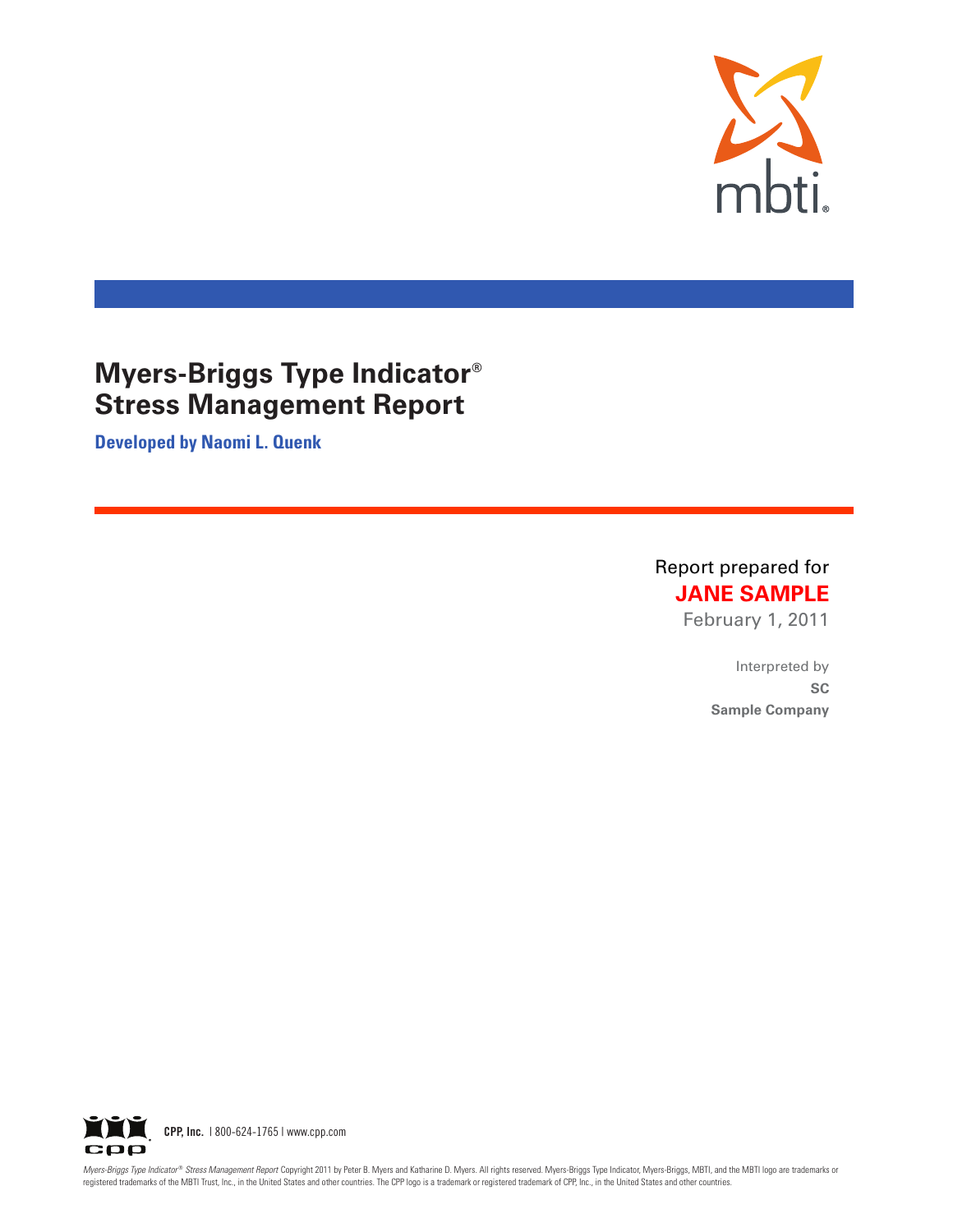mbti®

# Myers-Briggs Type Indicator® Stress Management Report

**Developed by Naomi L. Quenk**

Report prepared for

**JANE SAMPLE**

February 1, 2011

Interpreted by

**SC**

**Sample Company**

**CPP, Inc.** | 800-624-1765 | www.cpp.com

*Myers-Briggs Type Indicator® Stress Management Report* Copyright 2011 by Peter B. Myers and Katharine D. Myers. All rights reserved. Myers-Briggs Type Indicator, Myers-Briggs, MBTI, and the MBTI logo are trademarks or registered trademarks of the MBTI Trust, Inc., in the United States and other countries. The CPP logo is a trademark or registered trademark of CPP, Inc., in the United States and other countries.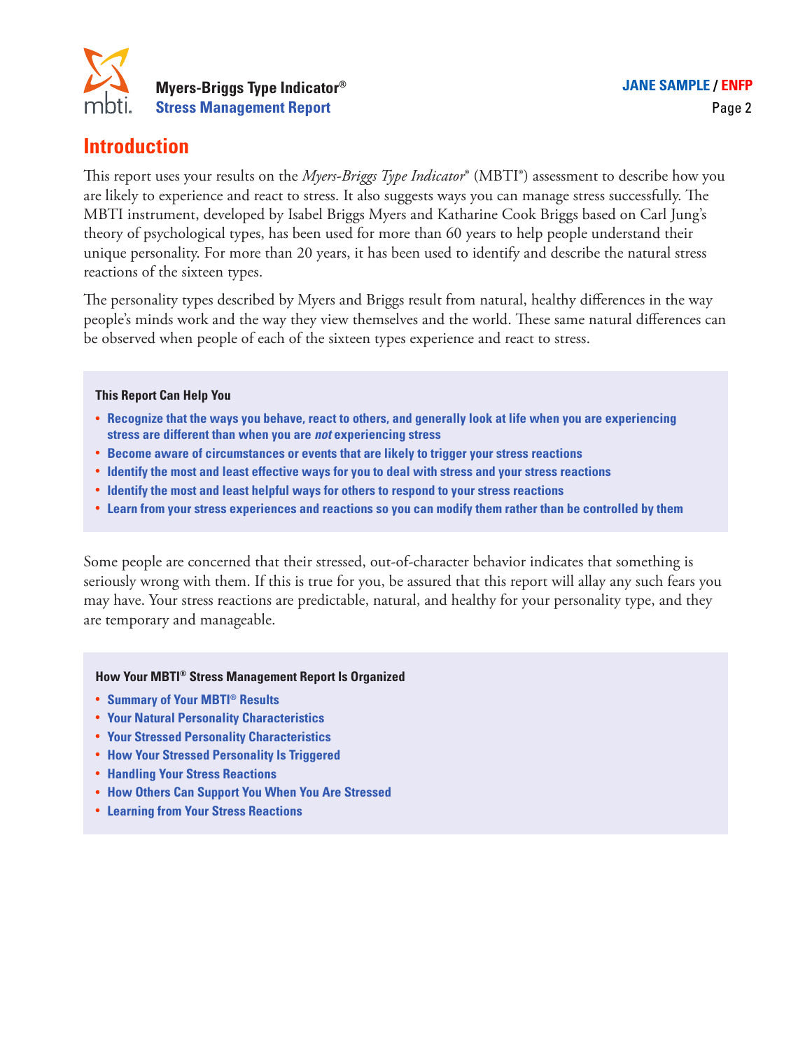## Introduction

This report uses your results on the *Myers-Briggs Type Indicator*® (MBTI®) assessment to describe how you are likely to experience and react to stress. It also suggests ways you can manage stress successfully. The MBTI instrument, developed by Isabel Briggs Myers and Katharine Cook Briggs based on Carl Jung's theory of psychological types, has been used for more than 60 years to help people understand their unique personality. For more than 20 years, it has been used to identify and describe the natural stress reactions of the sixteen types.

The personality types described by Myers and Briggs result from natural, healthy differences in the way people's minds work and the way they view themselves and the world. These same natural differences can be observed when people of each of the sixteen types experience and react to stress.

**This Report Can Help You**

- **Recognize that the ways you behave, react to others, and generally look at life when you are experiencing stress are different than when you are *not* experiencing stress**
- **Become aware of circumstances or events that are likely to trigger your stress reactions**
- **Identify the most and least effective ways for you to deal with stress and your stress reactions**
- **Identify the most and least helpful ways for others to respond to your stress reactions**
- **Learn from your stress experiences and reactions so you can modify them rather than be controlled by them**

Some people are concerned that their stressed, out-of-character behavior indicates that something is seriously wrong with them. If this is true for you, be assured that this report will allay any such fears you may have. Your stress reactions are predictable, natural, and healthy for your personality type, and they are temporary and manageable.

**How Your MBTI® Stress Management Report Is Organized**

- **Summary of Your MBTI® Results**
- **Your Natural Personality Characteristics**
- **Your Stressed Personality Characteristics**
- **How Your Stressed Personality Is Triggered**
- **Handling Your Stress Reactions**
- **How Others Can Support You When You Are Stressed**
- **Learning from Your Stress Reactions**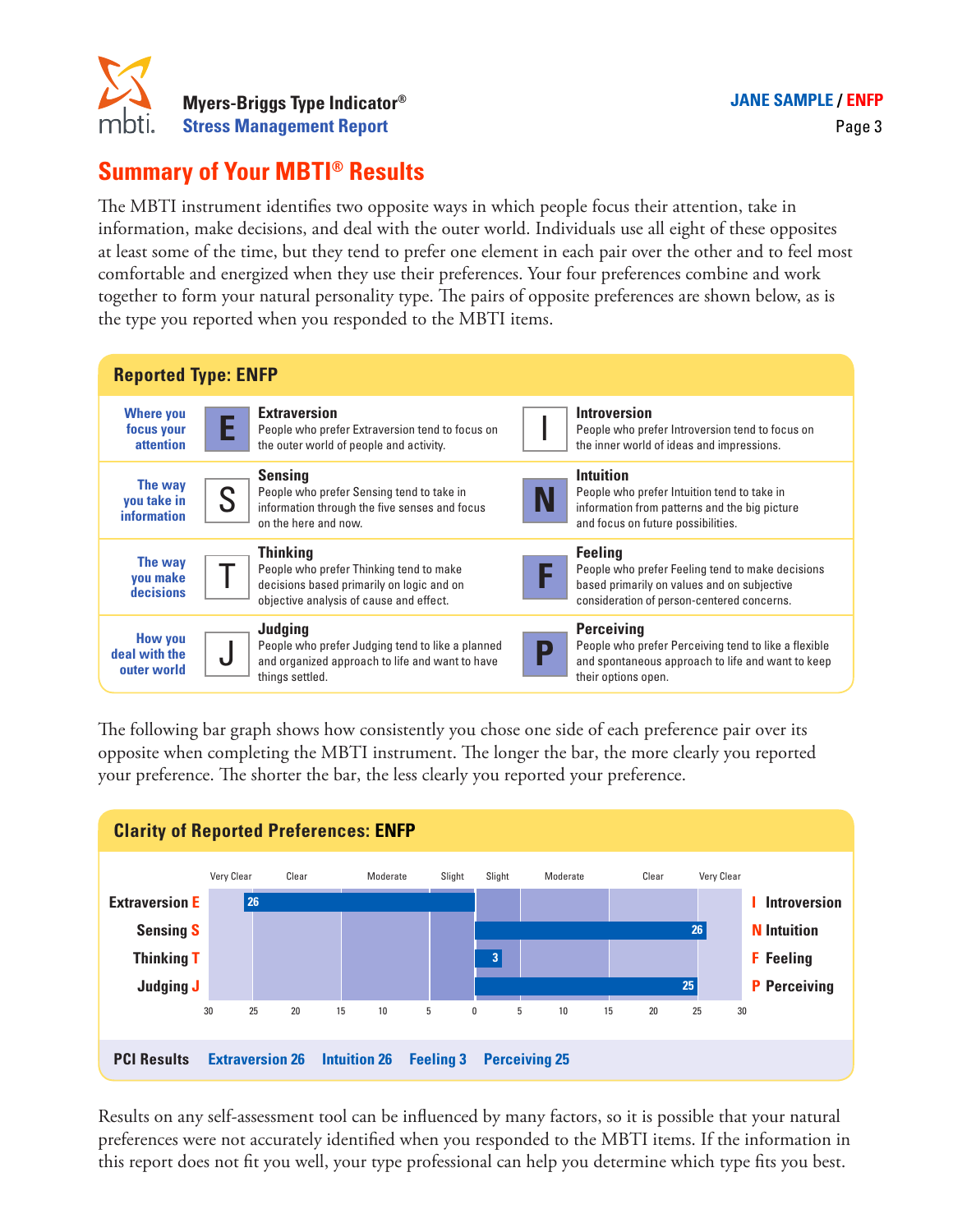## Summary of Your MBTI® Results

The MBTI instrument identifies two opposite ways in which people focus their attention, take in information, make decisions, and deal with the outer world. Individuals use all eight of these opposites at least some of the time, but they tend to prefer one element in each pair over the other and to feel most comfortable and energized when they use their preferences. Your four preferences combine and work together to form your natural personality type. The pairs of opposite preferences are shown below, as is the type you reported when you responded to the MBTI items.

### Reported Type: ENFP

| | | | | |
|---|---|---|---|---|
| **Where you focus your attention** | **E** | **Extraversion** People who prefer Extraversion tend to focus on the outer world of people and activity. | I | **Introversion** People who prefer Introversion tend to focus on the inner world of ideas and impressions. |
| **The way you take in information** | S | **Sensing** People who prefer Sensing tend to take in information through the five senses and focus on the here and now. | **N** | **Intuition** People who prefer Intuition tend to take in information from patterns and the big picture and focus on future possibilities. |
| **The way you make decisions** | T | **Thinking** People who prefer Thinking tend to make decisions based primarily on logic and on objective analysis of cause and effect. | **F** | **Feeling** People who prefer Feeling tend to make decisions based primarily on values and on subjective consideration of person-centered concerns. |
| **How you deal with the outer world** | J | **Judging** People who prefer Judging tend to like a planned and organized approach to life and want to have things settled. | **P** | **Perceiving** People who prefer Perceiving tend to like a flexible and spontaneous approach to life and want to keep their options open. |

The following bar graph shows how consistently you chose one side of each preference pair over its opposite when completing the MBTI instrument. The longer the bar, the more clearly you reported your preference. The shorter the bar, the less clearly you reported your preference.

### Clarity of Reported Preferences: ENFP

| Preference pair | Very Clear / Clear / Moderate / Slight (30–0) | Slight / Moderate / Clear / Very Clear (0–30) |
|---|---|---|
| Extraversion E – I Introversion | 26 | |
| Sensing S – N Intuition | | 26 |
| Thinking T – F Feeling | | 3 |
| Judging J – P Perceiving | | 25 |

**PCI Results** Extraversion 26 Intuition 26 Feeling 3 Perceiving 25

Results on any self-assessment tool can be influenced by many factors, so it is possible that your natural preferences were not accurately identified when you responded to the MBTI items. If the information in this report does not fit you well, your type professional can help you determine which type fits you best.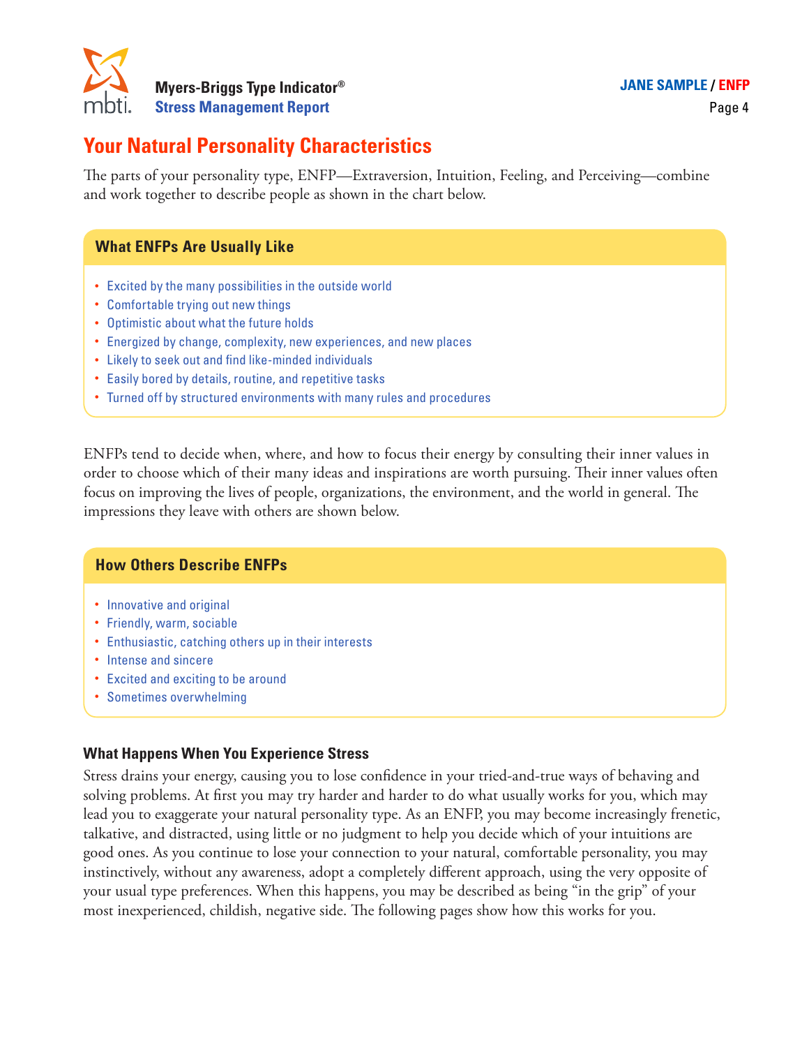## Your Natural Personality Characteristics

The parts of your personality type, ENFP—Extraversion, Intuition, Feeling, and Perceiving—combine and work together to describe people as shown in the chart below.

### What ENFPs Are Usually Like

- Excited by the many possibilities in the outside world
- Comfortable trying out new things
- Optimistic about what the future holds
- Energized by change, complexity, new experiences, and new places
- Likely to seek out and find like-minded individuals
- Easily bored by details, routine, and repetitive tasks
- Turned off by structured environments with many rules and procedures

ENFPs tend to decide when, where, and how to focus their energy by consulting their inner values in order to choose which of their many ideas and inspirations are worth pursuing. Their inner values often focus on improving the lives of people, organizations, the environment, and the world in general. The impressions they leave with others are shown below.

### How Others Describe ENFPs

- Innovative and original
- Friendly, warm, sociable
- Enthusiastic, catching others up in their interests
- Intense and sincere
- Excited and exciting to be around
- Sometimes overwhelming

### What Happens When You Experience Stress

Stress drains your energy, causing you to lose confidence in your tried-and-true ways of behaving and solving problems. At first you may try harder and harder to do what usually works for you, which may lead you to exaggerate your natural personality type. As an ENFP, you may become increasingly frenetic, talkative, and distracted, using little or no judgment to help you decide which of your intuitions are good ones. As you continue to lose your connection to your natural, comfortable personality, you may instinctively, without any awareness, adopt a completely different approach, using the very opposite of your usual type preferences. When this happens, you may be described as being "in the grip" of your most inexperienced, childish, negative side. The following pages show how this works for you.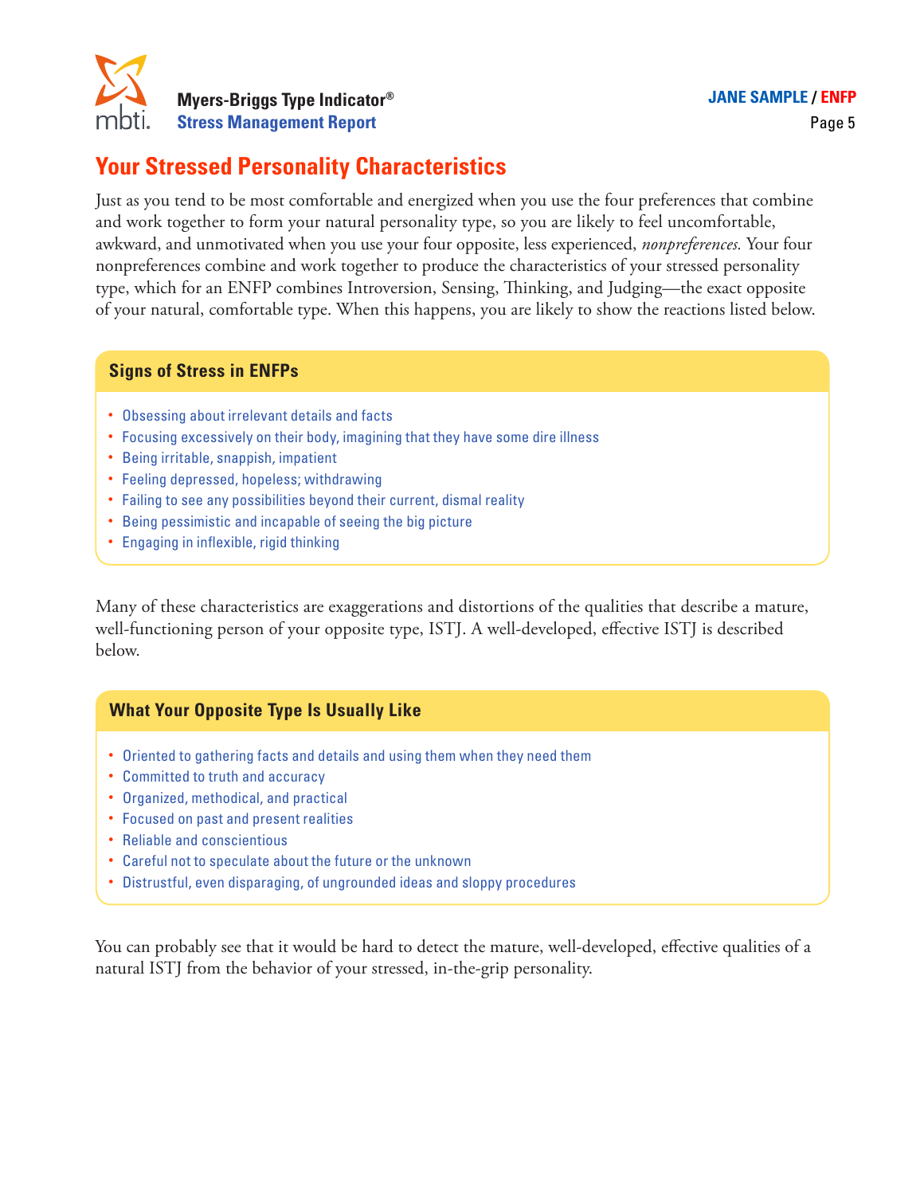# Your Stressed Personality Characteristics

Just as you tend to be most comfortable and energized when you use the four preferences that combine and work together to form your natural personality type, so you are likely to feel uncomfortable, awkward, and unmotivated when you use your four opposite, less experienced, *nonpreferences.* Your four nonpreferences combine and work together to produce the characteristics of your stressed personality type, which for an ENFP combines Introversion, Sensing, Thinking, and Judging—the exact opposite of your natural, comfortable type. When this happens, you are likely to show the reactions listed below.

## Signs of Stress in ENFPs

- Obsessing about irrelevant details and facts
- Focusing excessively on their body, imagining that they have some dire illness
- Being irritable, snappish, impatient
- Feeling depressed, hopeless; withdrawing
- Failing to see any possibilities beyond their current, dismal reality
- Being pessimistic and incapable of seeing the big picture
- Engaging in inflexible, rigid thinking

Many of these characteristics are exaggerations and distortions of the qualities that describe a mature, well-functioning person of your opposite type, ISTJ. A well-developed, effective ISTJ is described below.

## What Your Opposite Type Is Usually Like

- Oriented to gathering facts and details and using them when they need them
- Committed to truth and accuracy
- Organized, methodical, and practical
- Focused on past and present realities
- Reliable and conscientious
- Careful not to speculate about the future or the unknown
- Distrustful, even disparaging, of ungrounded ideas and sloppy procedures

You can probably see that it would be hard to detect the mature, well-developed, effective qualities of a natural ISTJ from the behavior of your stressed, in-the-grip personality.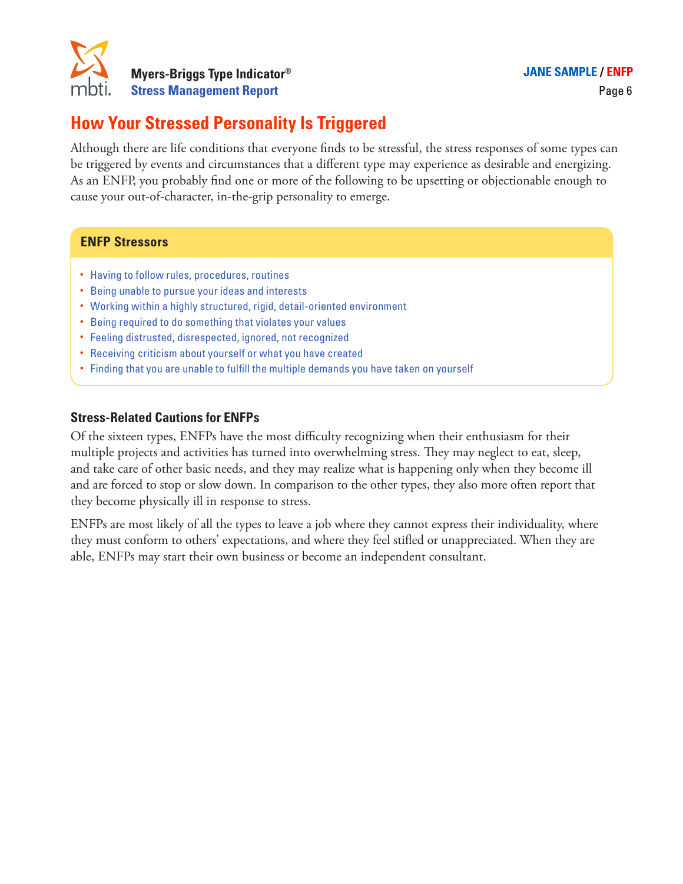## How Your Stressed Personality Is Triggered

Although there are life conditions that everyone finds to be stressful, the stress responses of some types can be triggered by events and circumstances that a different type may experience as desirable and energizing. As an ENFP, you probably find one or more of the following to be upsetting or objectionable enough to cause your out-of-character, in-the-grip personality to emerge.

### ENFP Stressors

- Having to follow rules, procedures, routines
- Being unable to pursue your ideas and interests
- Working within a highly structured, rigid, detail-oriented environment
- Being required to do something that violates your values
- Feeling distrusted, disrespected, ignored, not recognized
- Receiving criticism about yourself or what you have created
- Finding that you are unable to fulfill the multiple demands you have taken on yourself

### Stress-Related Cautions for ENFPs

Of the sixteen types, ENFPs have the most difficulty recognizing when their enthusiasm for their multiple projects and activities has turned into overwhelming stress. They may neglect to eat, sleep, and take care of other basic needs, and they may realize what is happening only when they become ill and are forced to stop or slow down. In comparison to the other types, they also more often report that they become physically ill in response to stress.

ENFPs are most likely of all the types to leave a job where they cannot express their individuality, where they must conform to others' expectations, and where they feel stifled or unappreciated. When they are able, ENFPs may start their own business or become an independent consultant.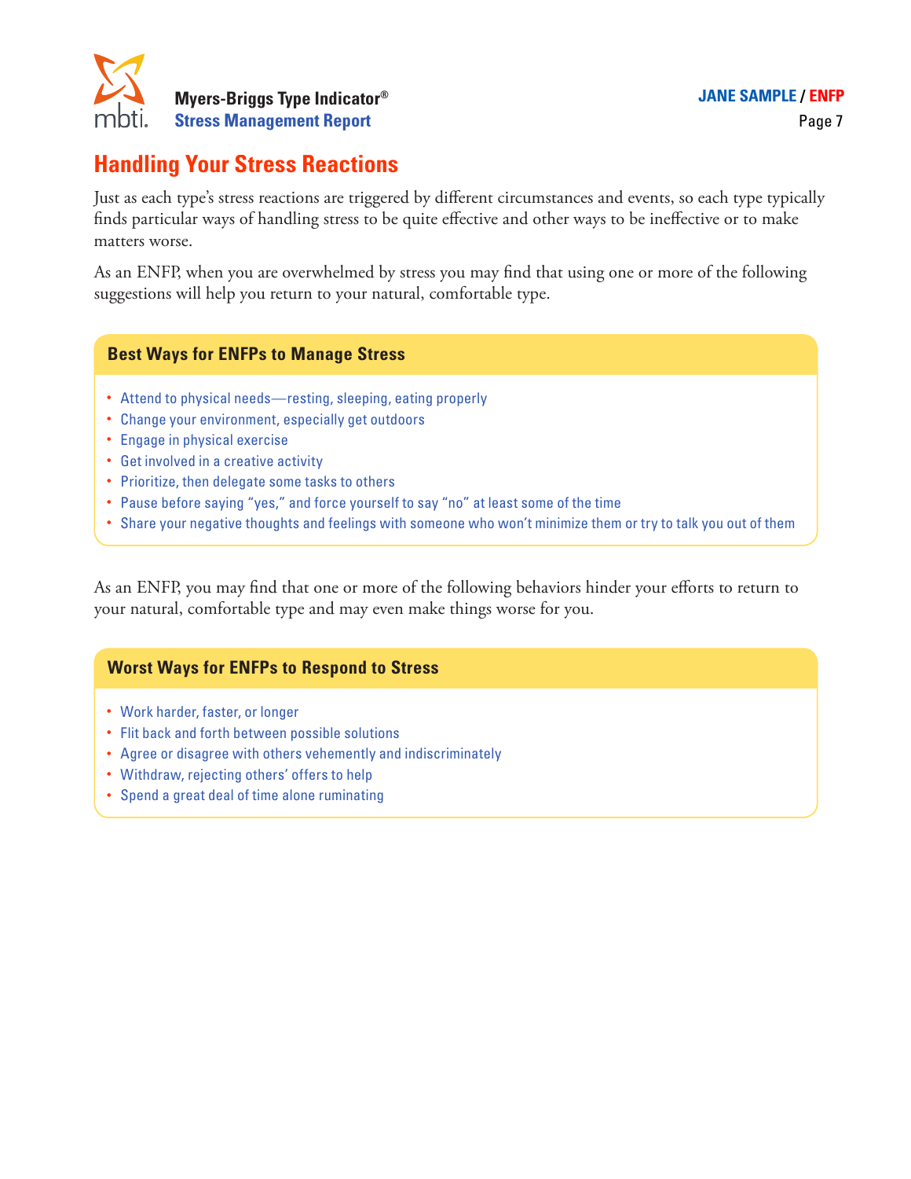## Handling Your Stress Reactions

Just as each type's stress reactions are triggered by different circumstances and events, so each type typically finds particular ways of handling stress to be quite effective and other ways to be ineffective or to make matters worse.

As an ENFP, when you are overwhelmed by stress you may find that using one or more of the following suggestions will help you return to your natural, comfortable type.

### Best Ways for ENFPs to Manage Stress

- Attend to physical needs—resting, sleeping, eating properly
- Change your environment, especially get outdoors
- Engage in physical exercise
- Get involved in a creative activity
- Prioritize, then delegate some tasks to others
- Pause before saying "yes," and force yourself to say "no" at least some of the time
- Share your negative thoughts and feelings with someone who won't minimize them or try to talk you out of them

As an ENFP, you may find that one or more of the following behaviors hinder your efforts to return to your natural, comfortable type and may even make things worse for you.

### Worst Ways for ENFPs to Respond to Stress

- Work harder, faster, or longer
- Flit back and forth between possible solutions
- Agree or disagree with others vehemently and indiscriminately
- Withdraw, rejecting others' offers to help
- Spend a great deal of time alone ruminating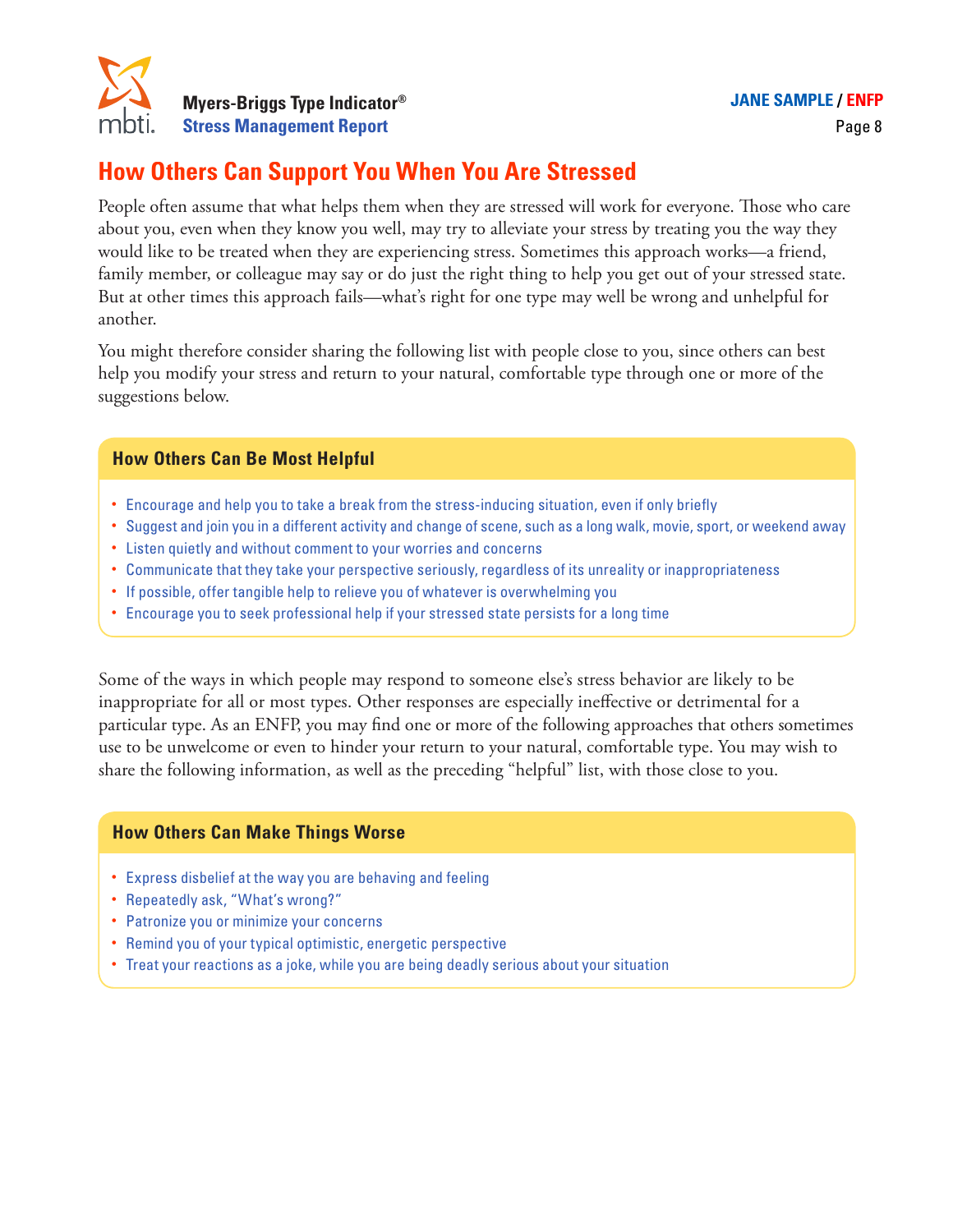## How Others Can Support You When You Are Stressed

People often assume that what helps them when they are stressed will work for everyone. Those who care about you, even when they know you well, may try to alleviate your stress by treating you the way they would like to be treated when they are experiencing stress. Sometimes this approach works—a friend, family member, or colleague may say or do just the right thing to help you get out of your stressed state. But at other times this approach fails—what's right for one type may well be wrong and unhelpful for another.

You might therefore consider sharing the following list with people close to you, since others can best help you modify your stress and return to your natural, comfortable type through one or more of the suggestions below.

### How Others Can Be Most Helpful

- Encourage and help you to take a break from the stress-inducing situation, even if only briefly
- Suggest and join you in a different activity and change of scene, such as a long walk, movie, sport, or weekend away
- Listen quietly and without comment to your worries and concerns
- Communicate that they take your perspective seriously, regardless of its unreality or inappropriateness
- If possible, offer tangible help to relieve you of whatever is overwhelming you
- Encourage you to seek professional help if your stressed state persists for a long time

Some of the ways in which people may respond to someone else's stress behavior are likely to be inappropriate for all or most types. Other responses are especially ineffective or detrimental for a particular type. As an ENFP, you may find one or more of the following approaches that others sometimes use to be unwelcome or even to hinder your return to your natural, comfortable type. You may wish to share the following information, as well as the preceding "helpful" list, with those close to you.

### How Others Can Make Things Worse

- Express disbelief at the way you are behaving and feeling
- Repeatedly ask, "What's wrong?"
- Patronize you or minimize your concerns
- Remind you of your typical optimistic, energetic perspective
- Treat your reactions as a joke, while you are being deadly serious about your situation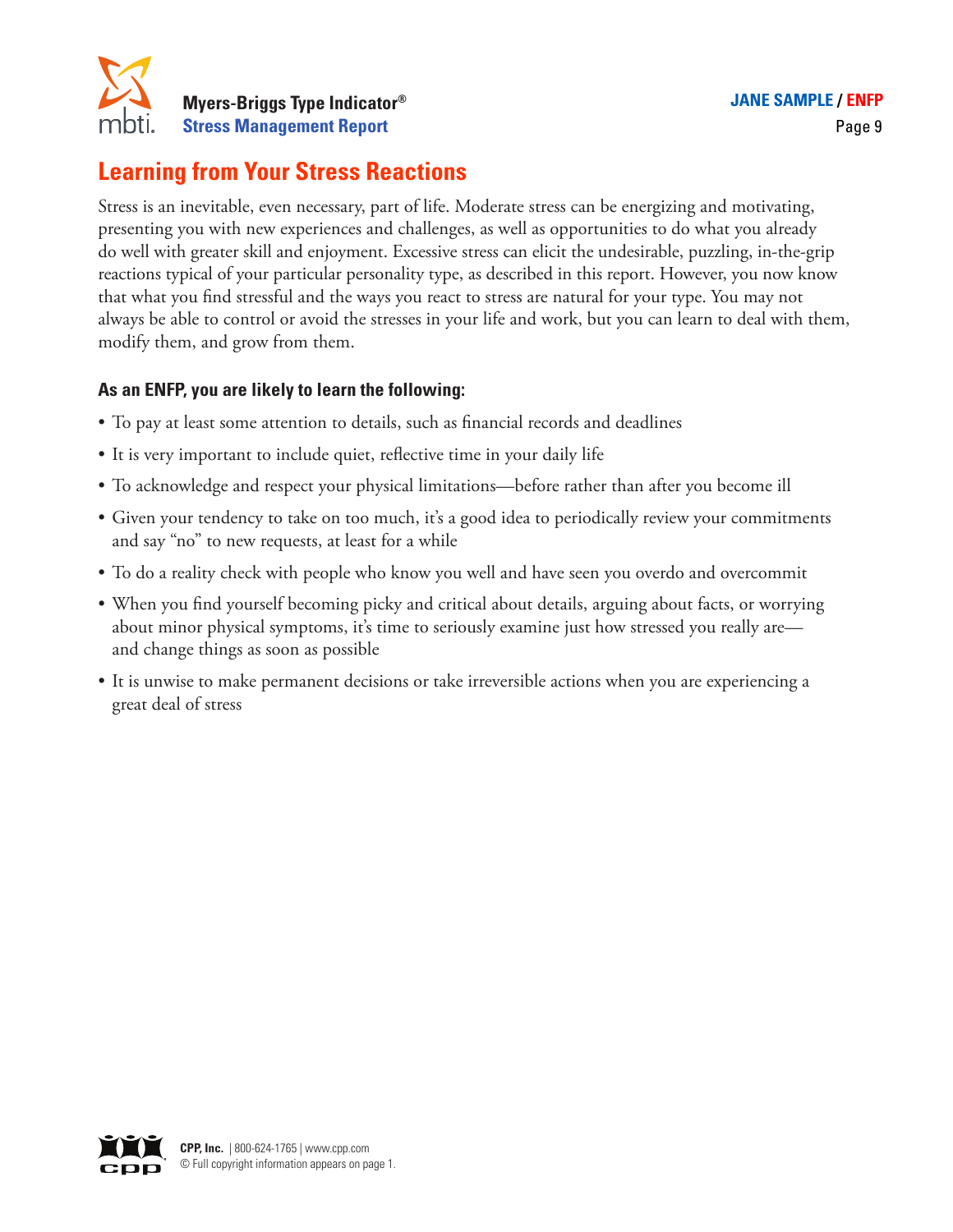## Learning from Your Stress Reactions

Stress is an inevitable, even necessary, part of life. Moderate stress can be energizing and motivating, presenting you with new experiences and challenges, as well as opportunities to do what you already do well with greater skill and enjoyment. Excessive stress can elicit the undesirable, puzzling, in-the-grip reactions typical of your particular personality type, as described in this report. However, you now know that what you find stressful and the ways you react to stress are natural for your type. You may not always be able to control or avoid the stresses in your life and work, but you can learn to deal with them, modify them, and grow from them.

**As an ENFP, you are likely to learn the following:**

- To pay at least some attention to details, such as financial records and deadlines
- It is very important to include quiet, reflective time in your daily life
- To acknowledge and respect your physical limitations—before rather than after you become ill
- Given your tendency to take on too much, it's a good idea to periodically review your commitments and say "no" to new requests, at least for a while
- To do a reality check with people who know you well and have seen you overdo and overcommit
- When you find yourself becoming picky and critical about details, arguing about facts, or worrying about minor physical symptoms, it's time to seriously examine just how stressed you really are—and change things as soon as possible
- It is unwise to make permanent decisions or take irreversible actions when you are experiencing a great deal of stress